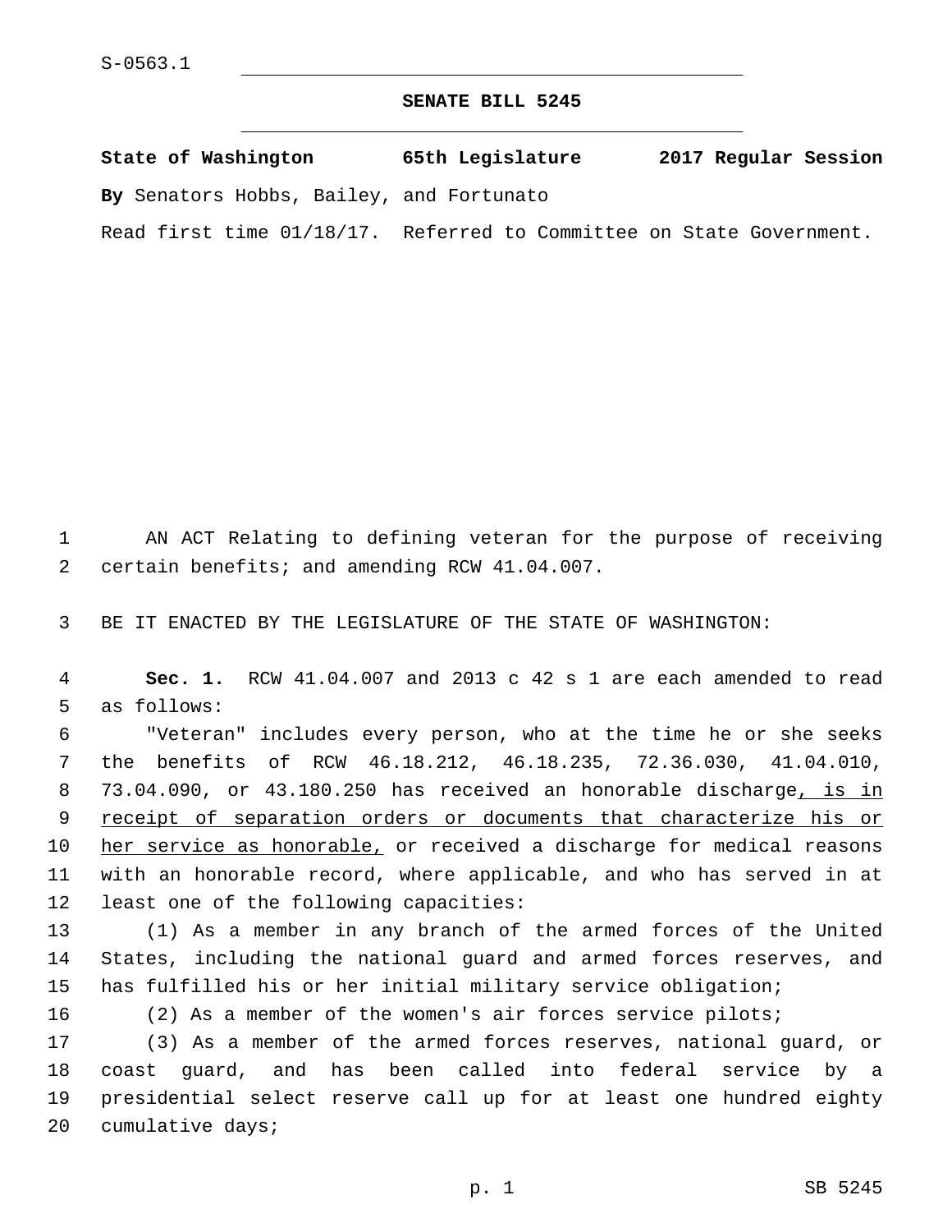S-0563.1

# SENATE BILL 5245

**State of Washington 65th Legislature 2017 Regular Session**

**By** Senators Hobbs, Bailey, and Fortunato

Read first time 01/18/17. Referred to Committee on State Government.

AN ACT Relating to defining veteran for the purpose of receiving certain benefits; and amending RCW 41.04.007.

BE IT ENACTED BY THE LEGISLATURE OF THE STATE OF WASHINGTON:

**Sec. 1.** RCW 41.04.007 and 2013 c 42 s 1 are each amended to read as follows:

"Veteran" includes every person, who at the time he or she seeks the benefits of RCW 46.18.212, 46.18.235, 72.36.030, 41.04.010, 73.04.090, or 43.180.250 has received an honorable discharge<u>, is in receipt of separation orders or documents that characterize his or her service as honorable,</u> or received a discharge for medical reasons with an honorable record, where applicable, and who has served in at least one of the following capacities:

(1) As a member in any branch of the armed forces of the United States, including the national guard and armed forces reserves, and has fulfilled his or her initial military service obligation;

(2) As a member of the women's air forces service pilots;

(3) As a member of the armed forces reserves, national guard, or coast guard, and has been called into federal service by a presidential select reserve call up for at least one hundred eighty cumulative days;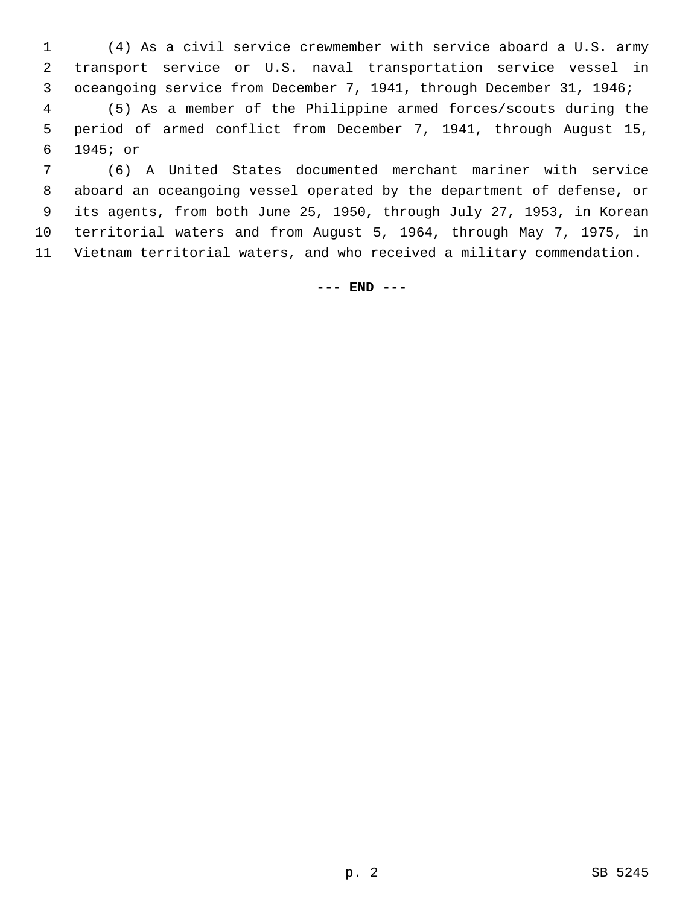(4) As a civil service crewmember with service aboard a U.S. army transport service or U.S. naval transportation service vessel in oceangoing service from December 7, 1941, through December 31, 1946;

(5) As a member of the Philippine armed forces/scouts during the period of armed conflict from December 7, 1941, through August 15, 1945; or

(6) A United States documented merchant mariner with service aboard an oceangoing vessel operated by the department of defense, or its agents, from both June 25, 1950, through July 27, 1953, in Korean territorial waters and from August 5, 1964, through May 7, 1975, in Vietnam territorial waters, and who received a military commendation.

**--- END ---**